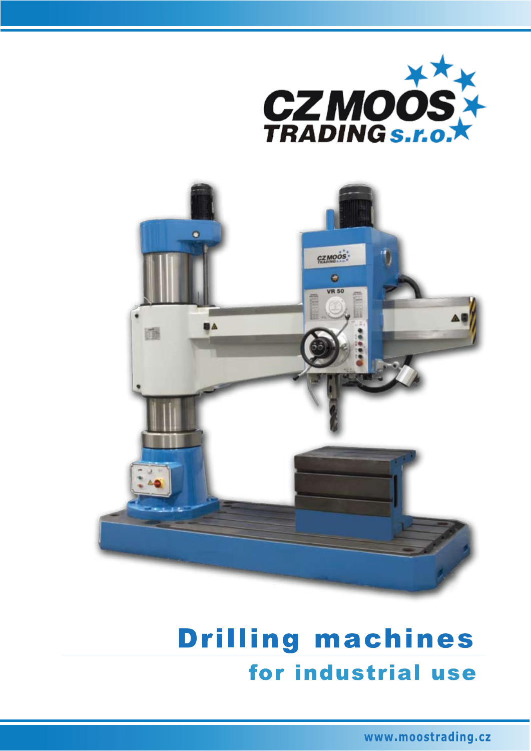CZ MOOS TRADING s.r.o.

# Drilling machines

## for industrial use

www.moostrading.cz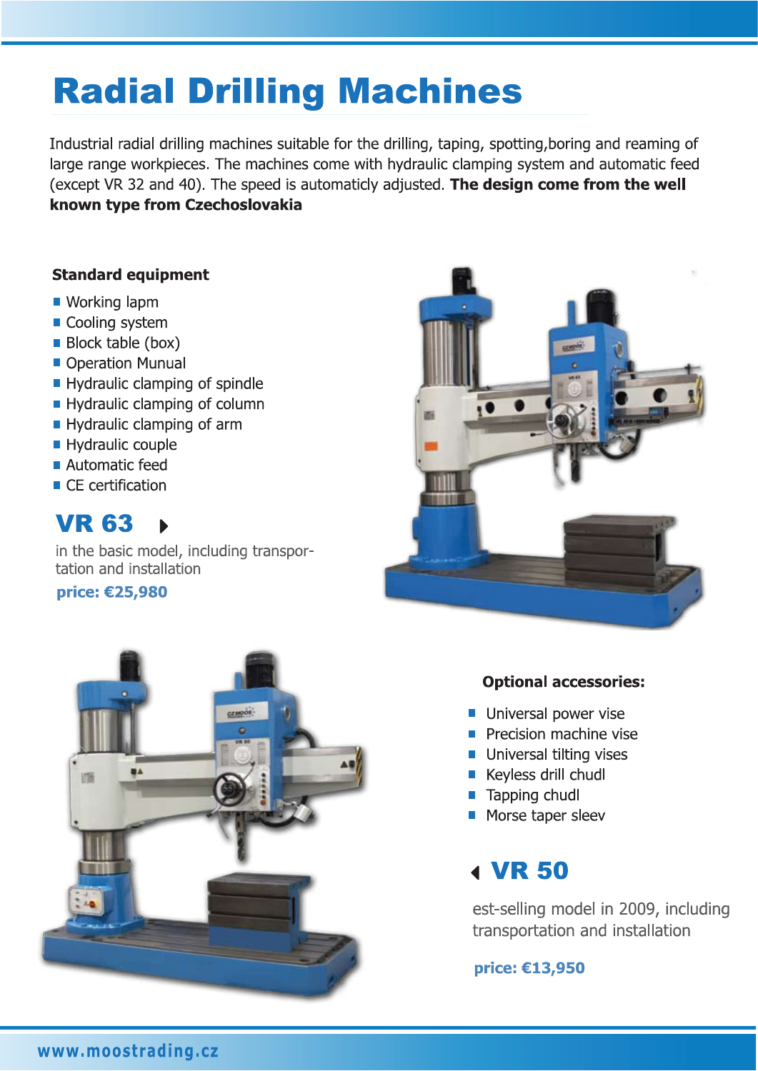# Radial Drilling Machines

Industrial radial drilling machines suitable for the drilling, taping, spotting,boring and reaming of large range workpieces. The machines come with hydraulic clamping system and automatic feed (except VR 32 and 40). The speed is automaticly adjusted. **The design come from the well known type from Czechoslovakia**

**Standard equipment**

- Working lapm
- Cooling system
- Block table (box)
- Operation Munual
- Hydraulic clamping of spindle
- Hydraulic clamping of column
- Hydraulic clamping of arm
- Hydraulic couple
- Automatic feed
- CE certification

## VR 63

in the basic model, including transportation and installation

**price: €25,980**

**Optional accessories:**

- Universal power vise
- Precision machine vise
- Universal tilting vises
- Keyless drill chudl
- Tapping chudl
- Morse taper sleev

## VR 50

est-selling model in 2009, including transportation and installation

**price: €13,950**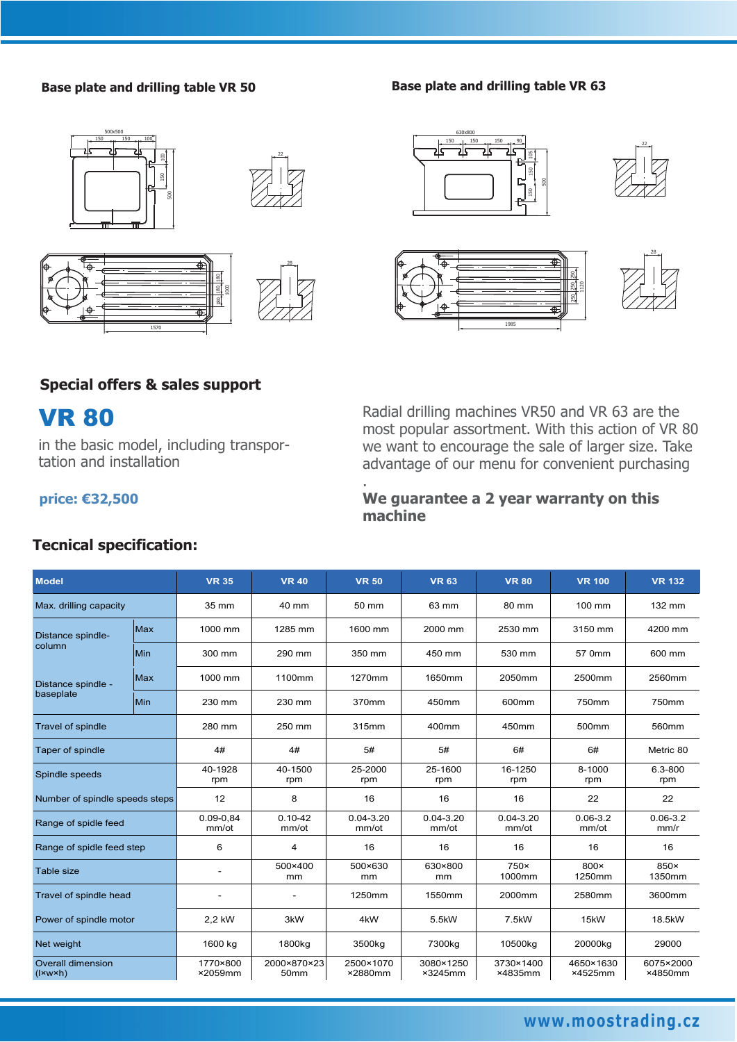**Base plate and drilling table VR 50**

**Base plate and drilling table VR 63**

## Special offers & sales support

# VR 80

in the basic model, including transportation and installation

**price: €32,500**

Radial drilling machines VR50 and VR 63 are the most popular assortment. With this action of VR 80 we want to encourage the sale of larger size. Take advantage of our menu for convenient purchasing .

**We guarantee a 2 year warranty on this machine**

## Tecnical specification:

| Model | | VR 35 | VR 40 | VR 50 | VR 63 | VR 80 | VR 100 | VR 132 |
|---|---|---|---|---|---|---|---|---|
| Max. drilling capacity | | 35 mm | 40 mm | 50 mm | 63 mm | 80 mm | 100 mm | 132 mm |
| Distance spindle-column | Max | 1000 mm | 1285 mm | 1600 mm | 2000 mm | 2530 mm | 3150 mm | 4200 mm |
| | Min | 300 mm | 290 mm | 350 mm | 450 mm | 530 mm | 57 0mm | 600 mm |
| Distance spindle - baseplate | Max | 1000 mm | 1100mm | 1270mm | 1650mm | 2050mm | 2500mm | 2560mm |
| | Min | 230 mm | 230 mm | 370mm | 450mm | 600mm | 750mm | 750mm |
| Travel of spindle | | 280 mm | 250 mm | 315mm | 400mm | 450mm | 500mm | 560mm |
| Taper of spindle | | 4# | 4# | 5# | 5# | 6# | 6# | Metric 80 |
| Spindle speeds | | 40-1928 rpm | 40-1500 rpm | 25-2000 rpm | 25-1600 rpm | 16-1250 rpm | 8-1000 rpm | 6.3-800 rpm |
| Number of spindle speeds steps | | 12 | 8 | 16 | 16 | 16 | 22 | 22 |
| Range of spidle feed | | 0.09-0,84 mm/ot | 0.10-42 mm/ot | 0.04-3.20 mm/ot | 0.04-3.20 mm/ot | 0.04-3.20 mm/ot | 0.06-3.2 mm/ot | 0.06-3.2 mm/r |
| Range of spidle feed step | | 6 | 4 | 16 | 16 | 16 | 16 | 16 |
| Table size | | - | 500×400 mm | 500×630 mm | 630×800 mm | 750× 1000mm | 800× 1250mm | 850× 1350mm |
| Travel of spindle head | | - | - | 1250mm | 1550mm | 2000mm | 2580mm | 3600mm |
| Power of spindle motor | | 2,2 kW | 3kW | 4kW | 5.5kW | 7.5kW | 15kW | 18.5kW |
| Net weight | | 1600 kg | 1800kg | 3500kg | 7300kg | 10500kg | 20000kg | 29000 |
| Overall dimension (l×w×h) | | 1770×800 ×2059mm | 2000×870×23 50mm | 2500×1070 ×2880mm | 3080×1250 ×3245mm | 3730×1400 ×4835mm | 4650×1630 ×4525mm | 6075×2000 ×4850mm |

www.moostrading.cz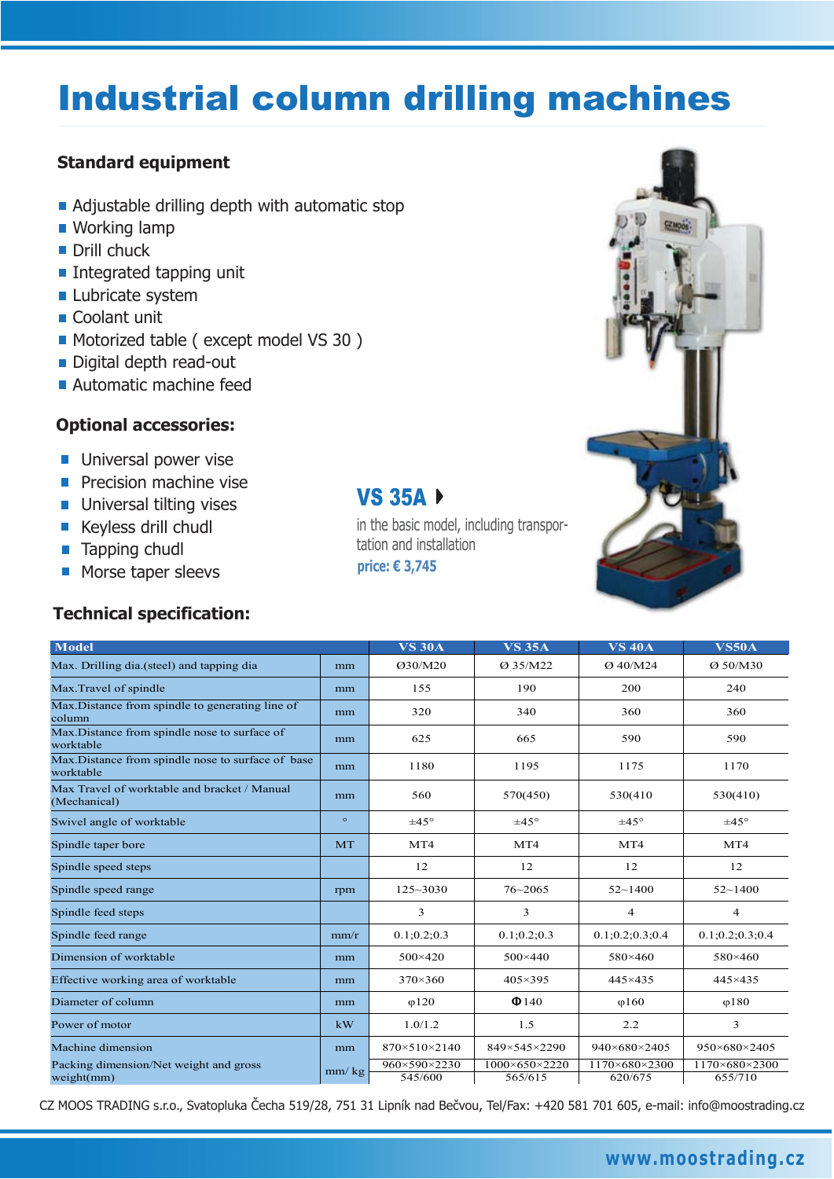# Industrial column drilling machines

### Standard equipment

- Adjustable drilling depth with automatic stop
- Working lamp
- Drill chuck
- Integrated tapping unit
- Lubricate system
- Coolant unit
- Motorized table ( except model VS 30 )
- Digital depth read-out
- Automatic machine feed

### Optional accessories:

- Universal power vise
- Precision machine vise
- Universal tilting vises
- Keyless drill chudl
- Tapping chudl
- Morse taper sleevs

## VS 35A

in the basic model, including transportation and installation

**price: € 3,745**

### Technical specification:

| Model | | VS 30A | VS 35A | VS 40A | VS50A |
|---|---|---|---|---|---|
| Max. Drilling dia.(steel) and tapping dia | mm | Ø30/M20 | Ø 35/M22 | Ø 40/M24 | Ø 50/M30 |
| Max.Travel of spindle | mm | 155 | 190 | 200 | 240 |
| Max.Distance from spindle to generating line of column | mm | 320 | 340 | 360 | 360 |
| Max.Distance from spindle nose to surface of worktable | mm | 625 | 665 | 590 | 590 |
| Max.Distance from spindle nose to surface of base worktable | mm | 1180 | 1195 | 1175 | 1170 |
| Max Travel of worktable and bracket / Manual (Mechanical) | mm | 560 | 570(450) | 530(410 | 530(410) |
| Swivel angle of worktable | ° | ±45° | ±45° | ±45° | ±45° |
| Spindle taper bore | MT | MT4 | MT4 | MT4 | MT4 |
| Spindle speed steps | | 12 | 12 | 12 | 12 |
| Spindle speed range | rpm | 125~3030 | 76~2065 | 52~1400 | 52~1400 |
| Spindle feed steps | | 3 | 3 | 4 | 4 |
| Spindle feed range | mm/r | 0.1;0.2;0.3 | 0.1;0.2;0.3 | 0.1;0.2;0.3;0.4 | 0.1;0.2;0.3;0.4 |
| Dimension of worktable | mm | 500×420 | 500×440 | 580×460 | 580×460 |
| Effective working area of worktable | mm | 370×360 | 405×395 | 445×435 | 445×435 |
| Diameter of column | mm | φ120 | Φ140 | φ160 | φ180 |
| Power of motor | kW | 1.0/1.2 | 1.5 | 2.2 | 3 |
| Machine dimension | mm | 870×510×2140 | 849×545×2290 | 940×680×2405 | 950×680×2405 |
| Packing dimension/Net weight and gross weight(mm) | mm/ kg | 960×590×2230 545/600 | 1000×650×2220 565/615 | 1170×680×2300 620/675 | 1170×680×2300 655/710 |

CZ MOOS TRADING s.r.o., Svatopluka Čecha 519/28, 751 31 Lipník nad Bečvou, Tel/Fax: +420 581 701 605, e-mail: info@moostrading.cz

www.moostrading.cz